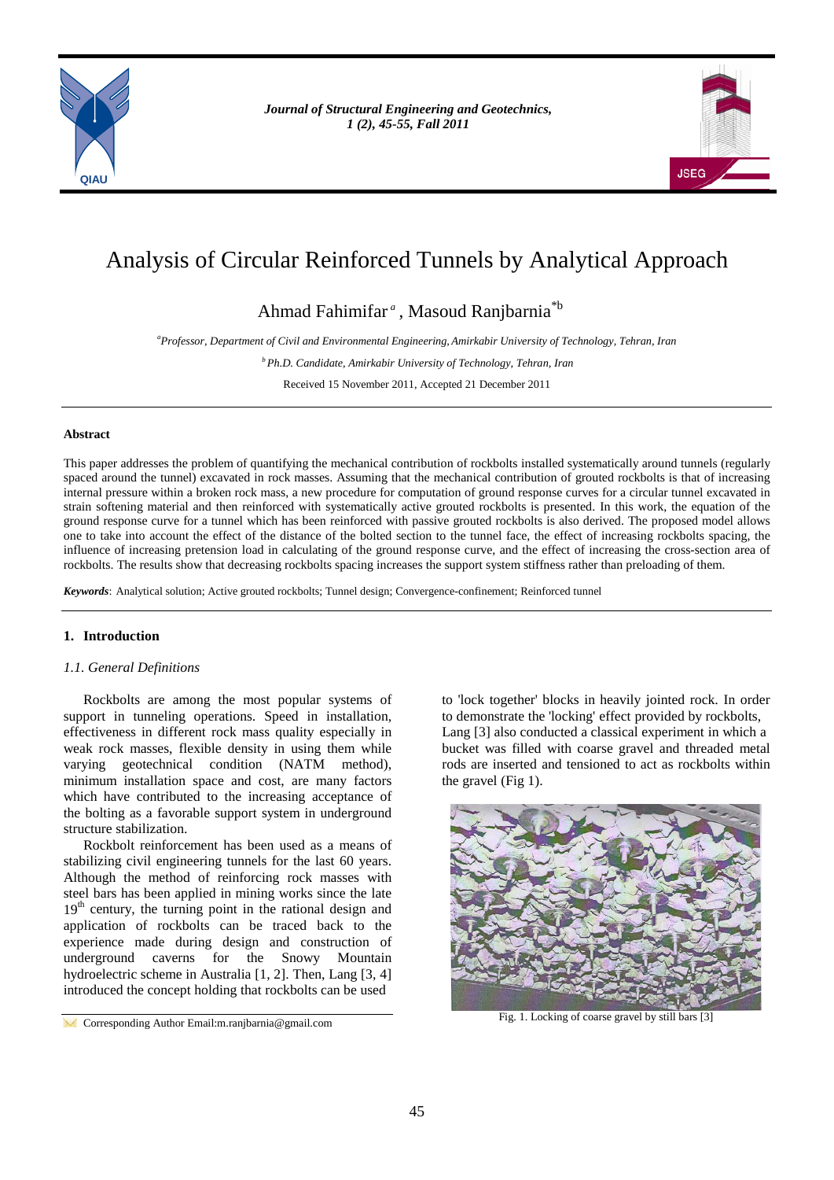# Analysis of Circular Reinforced Tunnels by Analytical Approach

Ahmad Fahimifar [a], Masoud Ranjbarnia [*b]

[a] *Professor, Department of Civil and Environmental Engineering, Amirkabir University of Technology, Tehran, Iran*

[b] *Ph.D. Candidate, Amirkabir University of Technology, Tehran, Iran*

Received 15 November 2011, Accepted 21 December 2011

---

**Abstract**

This paper addresses the problem of quantifying the mechanical contribution of rockbolts installed systematically around tunnels (regularly spaced around the tunnel) excavated in rock masses. Assuming that the mechanical contribution of grouted rockbolts is that of increasing internal pressure within a broken rock mass, a new procedure for computation of ground response curves for a circular tunnel excavated in strain softening material and then reinforced with systematically active grouted rockbolts is presented. In this work, the equation of the ground response curve for a tunnel which has been reinforced with passive grouted rockbolts is also derived. The proposed model allows one to take into account the effect of the distance of the bolted section to the tunnel face, the effect of increasing rockbolts spacing, the influence of increasing pretension load in calculating of the ground response curve, and the effect of increasing the cross-section area of rockbolts. The results show that decreasing rockbolts spacing increases the support system stiffness rather than preloading of them.

***Keywords***: Analytical solution; Active grouted rockbolts; Tunnel design; Convergence-confinement; Reinforced tunnel

---

## 1. Introduction

### 1.1. General Definitions

Rockbolts are among the most popular systems of support in tunneling operations. Speed in installation, effectiveness in different rock mass quality especially in weak rock masses, flexible density in using them while varying geotechnical condition (NATM method), minimum installation space and cost, are many factors which have contributed to the increasing acceptance of the bolting as a favorable support system in underground structure stabilization.

Rockbolt reinforcement has been used as a means of stabilizing civil engineering tunnels for the last 60 years. Although the method of reinforcing rock masses with steel bars has been applied in mining works since the late 19th century, the turning point in the rational design and application of rockbolts can be traced back to the experience made during design and construction of underground caverns for the Snowy Mountain hydroelectric scheme in Australia [1, 2]. Then, Lang [3, 4] introduced the concept holding that rockbolts can be used to 'lock together' blocks in heavily jointed rock. In order to demonstrate the 'locking' effect provided by rockbolts, Lang [3] also conducted a classical experiment in which a bucket was filled with coarse gravel and threaded metal rods are inserted and tensioned to act as rockbolts within the gravel (Fig 1).

Fig. 1. Locking of coarse gravel by still bars [3]

Corresponding Author Email:m.ranjbarnia@gmail.com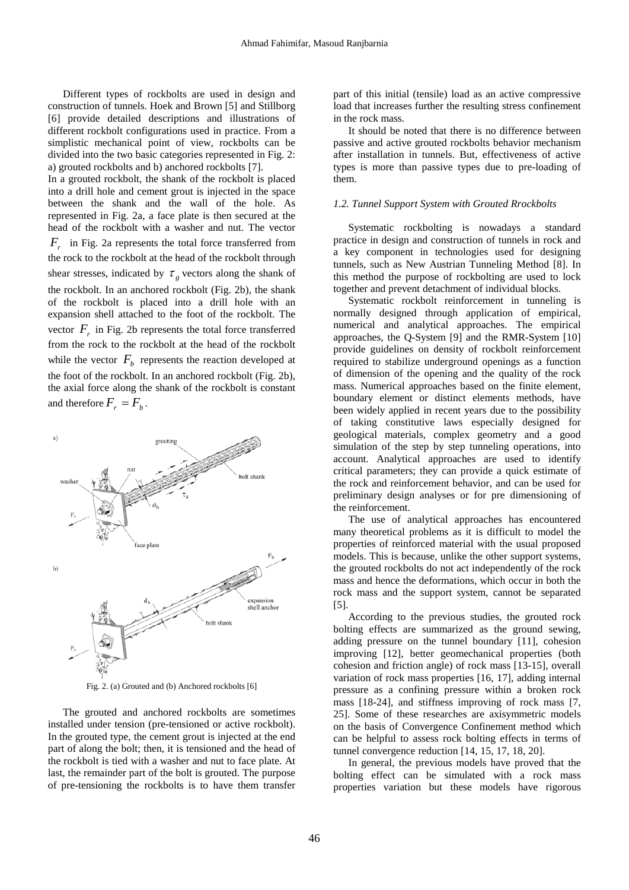Different types of rockbolts are used in design and construction of tunnels. Hoek and Brown [5] and Stillborg [6] provide detailed descriptions and illustrations of different rockbolt configurations used in practice. From a simplistic mechanical point of view, rockbolts can be divided into the two basic categories represented in Fig. 2: a) grouted rockbolts and b) anchored rockbolts [7].

In a grouted rockbolt, the shank of the rockbolt is placed into a drill hole and cement grout is injected in the space between the shank and the wall of the hole. As represented in Fig. 2a, a face plate is then secured at the head of the rockbolt with a washer and nut. The vector $F_r$ in Fig. 2a represents the total force transferred from the rock to the rockbolt at the head of the rockbolt through shear stresses, indicated by $\tau_g$ vectors along the shank of the rockbolt. In an anchored rockbolt (Fig. 2b), the shank of the rockbolt is placed into a drill hole with an expansion shell attached to the foot of the rockbolt. The vector $F_r$ in Fig. 2b represents the total force transferred from the rock to the rockbolt at the head of the rockbolt while the vector $F_b$ represents the reaction developed at the foot of the rockbolt. In an anchored rockbolt (Fig. 2b), the axial force along the shank of the rockbolt is constant and therefore $F_r = F_b$.

Fig. 2. (a) Grouted and (b) Anchored rockbolts [6]

The grouted and anchored rockbolts are sometimes installed under tension (pre-tensioned or active rockbolt). In the grouted type, the cement grout is injected at the end part of along the bolt; then, it is tensioned and the head of the rockbolt is tied with a washer and nut to face plate. At last, the remainder part of the bolt is grouted. The purpose of pre-tensioning the rockbolts is to have them transfer part of this initial (tensile) load as an active compressive load that increases further the resulting stress confinement in the rock mass.

It should be noted that there is no difference between passive and active grouted rockbolts behavior mechanism after installation in tunnels. But, effectiveness of active types is more than passive types due to pre-loading of them.

### *1.2. Tunnel Support System with Grouted Rrockbolts*

Systematic rockbolting is nowadays a standard practice in design and construction of tunnels in rock and a key component in technologies used for designing tunnels, such as New Austrian Tunneling Method [8]. In this method the purpose of rockbolting are used to lock together and prevent detachment of individual blocks.

Systematic rockbolt reinforcement in tunneling is normally designed through application of empirical, numerical and analytical approaches. The empirical approaches, the Q-System [9] and the RMR-System [10] provide guidelines on density of rockbolt reinforcement required to stabilize underground openings as a function of dimension of the opening and the quality of the rock mass. Numerical approaches based on the finite element, boundary element or distinct elements methods, have been widely applied in recent years due to the possibility of taking constitutive laws especially designed for geological materials, complex geometry and a good simulation of the step by step tunneling operations, into account. Analytical approaches are used to identify critical parameters; they can provide a quick estimate of the rock and reinforcement behavior, and can be used for preliminary design analyses or for pre dimensioning of the reinforcement.

The use of analytical approaches has encountered many theoretical problems as it is difficult to model the properties of reinforced material with the usual proposed models. This is because, unlike the other support systems, the grouted rockbolts do not act independently of the rock mass and hence the deformations, which occur in both the rock mass and the support system, cannot be separated [5].

According to the previous studies, the grouted rock bolting effects are summarized as the ground sewing, adding pressure on the tunnel boundary [11], cohesion improving [12], better geomechanical properties (both cohesion and friction angle) of rock mass [13-15], overall variation of rock mass properties [16, 17], adding internal pressure as a confining pressure within a broken rock mass [18-24], and stiffness improving of rock mass [7, 25]. Some of these researches are axisymmetric models on the basis of Convergence Confinement method which can be helpful to assess rock bolting effects in terms of tunnel convergence reduction [14, 15, 17, 18, 20].

In general, the previous models have proved that the bolting effect can be simulated with a rock mass properties variation but these models have rigorous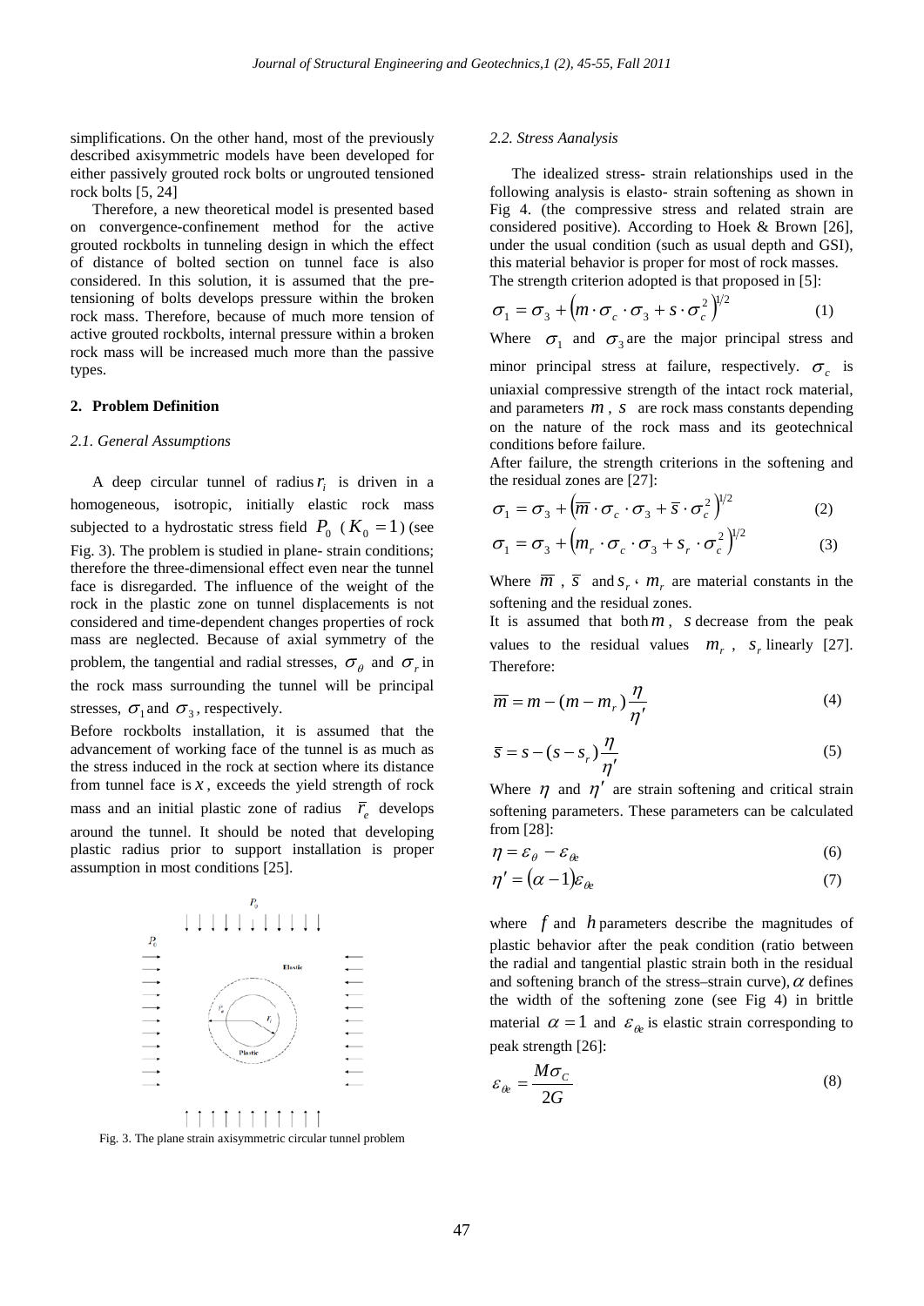simplifications. On the other hand, most of the previously described axisymmetric models have been developed for either passively grouted rock bolts or ungrouted tensioned rock bolts [5, 24]

Therefore, a new theoretical model is presented based on convergence-confinement method for the active grouted rockbolts in tunneling design in which the effect of distance of bolted section on tunnel face is also considered. In this solution, it is assumed that the pre-tensioning of bolts develops pressure within the broken rock mass. Therefore, because of much more tension of active grouted rockbolts, internal pressure within a broken rock mass will be increased much more than the passive types.

## 2. Problem Definition

### 2.1. General Assumptions

A deep circular tunnel of radius $r_i$ is driven in a homogeneous, isotropic, initially elastic rock mass subjected to a hydrostatic stress field $P_0$ ($K_0 = 1$) (see Fig. 3). The problem is studied in plane- strain conditions; therefore the three-dimensional effect even near the tunnel face is disregarded. The influence of the weight of the rock in the plastic zone on tunnel displacements is not considered and time-dependent changes properties of rock mass are neglected. Because of axial symmetry of the problem, the tangential and radial stresses, $\sigma_\theta$ and $\sigma_r$ in the rock mass surrounding the tunnel will be principal stresses, $\sigma_1$ and $\sigma_3$, respectively.

Before rockbolts installation, it is assumed that the advancement of working face of the tunnel is as much as the stress induced in the rock at section where its distance from tunnel face is $x$, exceeds the yield strength of rock mass and an initial plastic zone of radius $\bar{r}_e$ develops around the tunnel. It should be noted that developing plastic radius prior to support installation is proper assumption in most conditions [25].

Fig. 3. The plane strain axisymmetric circular tunnel problem

### 2.2. Stress Aanalysis

The idealized stress- strain relationships used in the following analysis is elasto- strain softening as shown in Fig 4. (the compressive stress and related strain are considered positive). According to Hoek & Brown [26], under the usual condition (such as usual depth and GSI), this material behavior is proper for most of rock masses. The strength criterion adopted is that proposed in [5]:

$$\sigma_1 = \sigma_3 + \left(m \cdot \sigma_c \cdot \sigma_3 + s \cdot \sigma_c^2\right)^{1/2} \tag{1}$$

Where $\sigma_1$ and $\sigma_3$ are the major principal stress and minor principal stress at failure, respectively. $\sigma_c$ is uniaxial compressive strength of the intact rock material, and parameters $m$, $s$ are rock mass constants depending on the nature of the rock mass and its geotechnical conditions before failure.

After failure, the strength criterions in the softening and the residual zones are [27]:

$$\sigma_1 = \sigma_3 + \left(\overline{m} \cdot \sigma_c \cdot \sigma_3 + \overline{s} \cdot \sigma_c^2\right)^{1/2} \tag{2}$$

$$\sigma_1 = \sigma_3 + \left(m_r \cdot \sigma_c \cdot \sigma_3 + s_r \cdot \sigma_c^2\right)^{1/2} \tag{3}$$

Where $\overline{m}$, $\overline{s}$ and $s_r$ ، $m_r$ are material constants in the softening and the residual zones.

It is assumed that both $m$, $s$ decrease from the peak values to the residual values $m_r$, $s_r$ linearly [27]. Therefore:

$$\overline{m} = m - (m - m_r)\frac{\eta}{\eta'} \tag{4}$$

$$\overline{s} = s - (s - s_r)\frac{\eta}{\eta'} \tag{5}$$

Where $\eta$ and $\eta'$ are strain softening and critical strain softening parameters. These parameters can be calculated from [28]:

$$\eta = \varepsilon_\theta - \varepsilon_{\theta e} \tag{6}$$

$$\eta' = (\alpha - 1)\varepsilon_{\theta e} \tag{7}$$

where $f$ and $h$ parameters describe the magnitudes of plastic behavior after the peak condition (ratio between the radial and tangential plastic strain both in the residual and softening branch of the stress–strain curve), $\alpha$ defines the width of the softening zone (see Fig 4) in brittle material $\alpha = 1$ and $\varepsilon_{\theta e}$ is elastic strain corresponding to peak strength [26]:

$$\varepsilon_{\theta e} = \frac{M\sigma_C}{2G} \tag{8}$$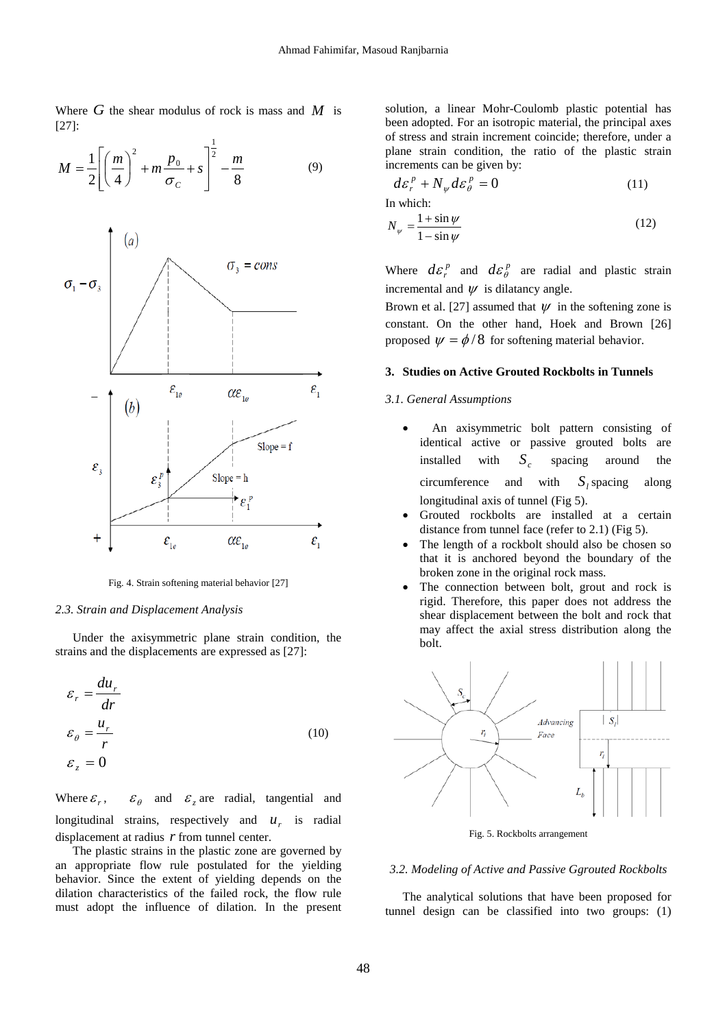Where $G$ the shear modulus of rock is mass and $M$ is [27]:

$$M = \frac{1}{2}\left[\left(\frac{m}{4}\right)^2 + m\frac{p_0}{\sigma_C} + s\right]^{\frac{1}{2}} - \frac{m}{8} \qquad (9)$$

Fig. 4. Strain softening material behavior [27]

### 2.3. Strain and Displacement Analysis

Under the axisymmetric plane strain condition, the strains and the displacements are expressed as [27]:

$$\varepsilon_r = \frac{du_r}{dr}$$
$$\varepsilon_\theta = \frac{u_r}{r} \qquad (10)$$
$$\varepsilon_z = 0$$

Where $\varepsilon_r$, $\varepsilon_\theta$ and $\varepsilon_z$ are radial, tangential and longitudinal strains, respectively and $u_r$ is radial displacement at radius $r$ from tunnel center.

The plastic strains in the plastic zone are governed by an appropriate flow rule postulated for the yielding behavior. Since the extent of yielding depends on the dilation characteristics of the failed rock, the flow rule must adopt the influence of dilation. In the present solution, a linear Mohr-Coulomb plastic potential has been adopted. For an isotropic material, the principal axes of stress and strain increment coincide; therefore, under a plane strain condition, the ratio of the plastic strain increments can be given by:

$$d\varepsilon_r^p + N_\psi d\varepsilon_\theta^p = 0 \qquad (11)$$

In which:

$$N_\psi = \frac{1+\sin\psi}{1-\sin\psi} \qquad (12)$$

Where $d\varepsilon_r^p$ and $d\varepsilon_\theta^p$ are radial and plastic strain incremental and $\psi$ is dilatancy angle.

Brown et al. [27] assumed that $\psi$ in the softening zone is constant. On the other hand, Hoek and Brown [26] proposed $\psi = \phi/8$ for softening material behavior.

## 3. Studies on Active Grouted Rockbolts in Tunnels

### 3.1. General Assumptions

- An axisymmetric bolt pattern consisting of identical active or passive grouted bolts are installed with $S_c$ spacing around the circumference and with $S_l$ spacing along longitudinal axis of tunnel (Fig 5).
- Grouted rockbolts are installed at a certain distance from tunnel face (refer to 2.1) (Fig 5).
- The length of a rockbolt should also be chosen so that it is anchored beyond the boundary of the broken zone in the original rock mass.
- The connection between bolt, grout and rock is rigid. Therefore, this paper does not address the shear displacement between the bolt and rock that may affect the axial stress distribution along the bolt.

Fig. 5. Rockbolts arrangement

### 3.2. Modeling of Active and Passive Ggrouted Rockbolts

The analytical solutions that have been proposed for tunnel design can be classified into two groups: (1)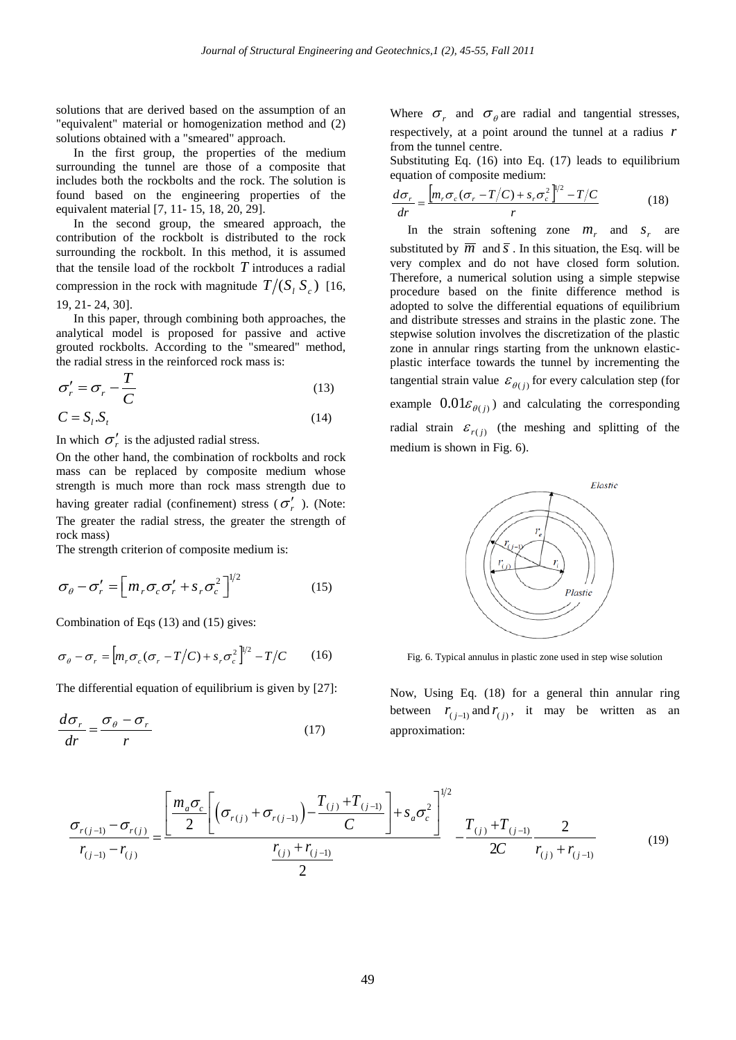solutions that are derived based on the assumption of an "equivalent" material or homogenization method and (2) solutions obtained with a "smeared" approach.

In the first group, the properties of the medium surrounding the tunnel are those of a composite that includes both the rockbolts and the rock. The solution is found based on the engineering properties of the equivalent material [7, 11- 15, 18, 20, 29].

In the second group, the smeared approach, the contribution of the rockbolt is distributed to the rock surrounding the rockbolt. In this method, it is assumed that the tensile load of the rockbolt $T$ introduces a radial compression in the rock with magnitude $T/(S_l\, S_c)$ [16, 19, 21- 24, 30].

In this paper, through combining both approaches, the analytical model is proposed for passive and active grouted rockbolts. According to the "smeared" method, the radial stress in the reinforced rock mass is:

$$\sigma_r' = \sigma_r - \frac{T}{C} \tag{13}$$

$$C = S_l . S_t \tag{14}$$

In which $\sigma_r'$ is the adjusted radial stress.

On the other hand, the combination of rockbolts and rock mass can be replaced by composite medium whose strength is much more than rock mass strength due to having greater radial (confinement) stress ($\sigma_r'$ ). (Note: The greater the radial stress, the greater the strength of rock mass)

The strength criterion of composite medium is:

$$\sigma_\theta - \sigma_r' = \left[ m_r \sigma_c \sigma_r' + s_r \sigma_c^2 \right]^{1/2} \tag{15}$$

Combination of Eqs (13) and (15) gives:

$$\sigma_\theta - \sigma_r = \left[ m_r \sigma_c (\sigma_r - T/C) + s_r \sigma_c^2 \right]^{1/2} - T/C \tag{16}$$

The differential equation of equilibrium is given by [27]:

$$\frac{d\sigma_r}{dr} = \frac{\sigma_\theta - \sigma_r}{r} \tag{17}$$

Where $\sigma_r$ and $\sigma_\theta$ are radial and tangential stresses, respectively, at a point around the tunnel at a radius $r$ from the tunnel centre.

Substituting Eq. (16) into Eq. (17) leads to equilibrium equation of composite medium:

$$\frac{d\sigma_r}{dr} = \frac{\left[ m_r \sigma_c (\sigma_r - T/C) + s_r \sigma_c^2 \right]^{1/2} - T/C}{r} \tag{18}$$

In the strain softening zone $m_r$ and $s_r$ are substituted by $\overline{m}$ and $\overline{s}$ . In this situation, the Esq. will be very complex and do not have closed form solution. Therefore, a numerical solution using a simple stepwise procedure based on the finite difference method is adopted to solve the differential equations of equilibrium and distribute stresses and strains in the plastic zone. The stepwise solution involves the discretization of the plastic zone in annular rings starting from the unknown elastic-plastic interface towards the tunnel by incrementing the tangential strain value $\varepsilon_{\theta(j)}$ for every calculation step (for example $0.01\varepsilon_{\theta(j)}$) and calculating the corresponding radial strain $\varepsilon_{r(j)}$ (the meshing and splitting of the medium is shown in Fig. 6).

Fig. 6. Typical annulus in plastic zone used in step wise solution

Now, Using Eq. (18) for a general thin annular ring between $r_{(j-1)}$ and $r_{(j)}$, it may be written as an approximation:

$$\frac{\sigma_{r(j-1)} - \sigma_{r(j)}}{r_{(j-1)} - r_{(j)}} = \frac{\left[ \dfrac{m_a \sigma_c}{2} \left[ \left( \sigma_{r(j)} + \sigma_{r(j-1)} \right) - \dfrac{T_{(j)} + T_{(j-1)}}{C} \right] + s_a \sigma_c^2 \right]^{1/2}}{\dfrac{r_{(j)} + r_{(j-1)}}{2}} - \frac{T_{(j)} + T_{(j-1)}}{2C} \frac{2}{r_{(j)} + r_{(j-1)}} \tag{19}$$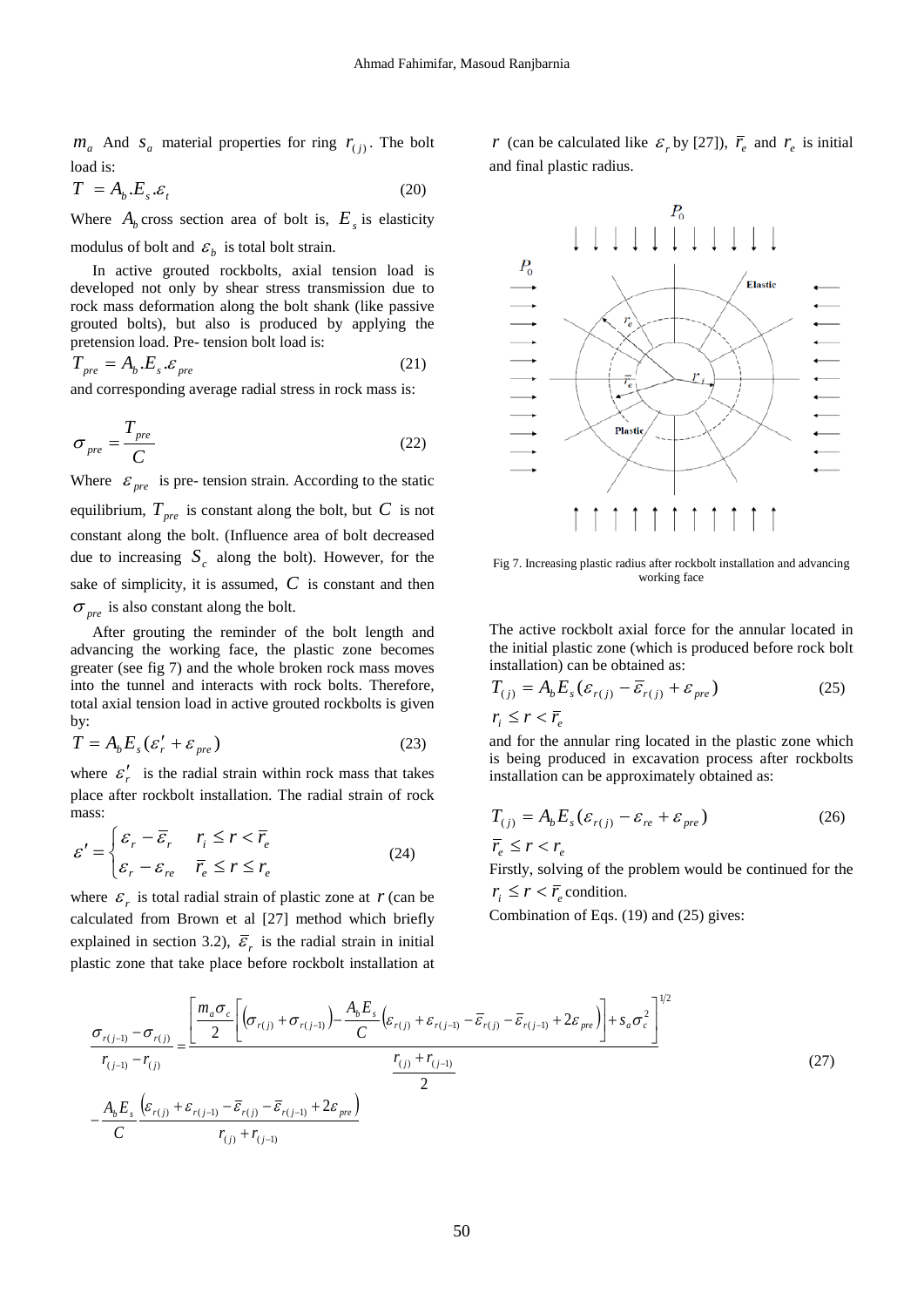$m_a$ And $s_a$ material properties for ring $r_{(j)}$. The bolt load is:

$$T = A_b.E_s.\varepsilon_t \tag{20}$$

Where $A_b$ cross section area of bolt is, $E_s$ is elasticity modulus of bolt and $\varepsilon_b$ is total bolt strain.

In active grouted rockbolts, axial tension load is developed not only by shear stress transmission due to rock mass deformation along the bolt shank (like passive grouted bolts), but also is produced by applying the pretension load. Pre- tension bolt load is:

$$T_{pre} = A_b.E_s.\varepsilon_{pre} \tag{21}$$

and corresponding average radial stress in rock mass is:

$$\sigma_{pre} = \frac{T_{pre}}{C} \tag{22}$$

Where $\varepsilon_{pre}$ is pre- tension strain. According to the static equilibrium, $T_{pre}$ is constant along the bolt, but $C$ is not constant along the bolt. (Influence area of bolt decreased due to increasing $S_c$ along the bolt). However, for the sake of simplicity, it is assumed, $C$ is constant and then $\sigma_{pre}$ is also constant along the bolt.

After grouting the reminder of the bolt length and advancing the working face, the plastic zone becomes greater (see fig 7) and the whole broken rock mass moves into the tunnel and interacts with rock bolts. Therefore, total axial tension load in active grouted rockbolts is given by:

$$T = A_b E_s (\varepsilon_r' + \varepsilon_{pre}) \tag{23}$$

where $\varepsilon_r'$ is the radial strain within rock mass that takes place after rockbolt installation. The radial strain of rock mass:

$$\varepsilon' = \begin{cases} \varepsilon_r - \bar{\varepsilon}_r & r_i \le r < \bar{r}_e \\ \varepsilon_r - \varepsilon_{re} & \bar{r}_e \le r \le r_e \end{cases} \tag{24}$$

where $\varepsilon_r$ is total radial strain of plastic zone at $r$ (can be calculated from Brown et al [27] method which briefly explained in section 3.2), $\bar{\varepsilon}_r$ is the radial strain in initial plastic zone that take place before rockbolt installation at $r$ (can be calculated like $\varepsilon_r$ by [27]), $\bar{r}_e$ and $r_e$ is initial and final plastic radius.

Fig 7. Increasing plastic radius after rockbolt installation and advancing working face

The active rockbolt axial force for the annular located in the initial plastic zone (which is produced before rock bolt installation) can be obtained as:

$$T_{(j)} = A_b E_s (\varepsilon_{r(j)} - \bar{\varepsilon}_{r(j)} + \varepsilon_{pre}) \tag{25}$$

$$r_i \le r < \bar{r}_e$$

and for the annular ring located in the plastic zone which is being produced in excavation process after rockbolts installation can be approximately obtained as:

$$T_{(j)} = A_b E_s (\varepsilon_{r(j)} - \varepsilon_{re} + \varepsilon_{pre}) \tag{26}$$

$$\bar{r}_e \le r < r_e$$

Firstly, solving of the problem would be continued for the $r_i \le r < \bar{r}_e$ condition.

Combination of Eqs. (19) and (25) gives:

$$\frac{\sigma_{r(j-1)} - \sigma_{r(j)}}{r_{(j-1)} - r_{(j)}} = \frac{\left[\frac{m_a \sigma_c}{2}\left[\left(\sigma_{r(j)} + \sigma_{r(j-1)}\right) - \frac{A_b E_s}{C}\left(\varepsilon_{r(j)} + \varepsilon_{r(j-1)} - \bar{\varepsilon}_{r(j)} - \bar{\varepsilon}_{r(j-1)} + 2\varepsilon_{pre}\right)\right] + s_a \sigma_c^2\right]^{1/2}}{\frac{r_{(j)} + r_{(j-1)}}{2}} - \frac{A_b E_s}{C} \frac{\left(\varepsilon_{r(j)} + \varepsilon_{r(j-1)} - \bar{\varepsilon}_{r(j)} - \bar{\varepsilon}_{r(j-1)} + 2\varepsilon_{pre}\right)}{r_{(j)} + r_{(j-1)}} \tag{27}$$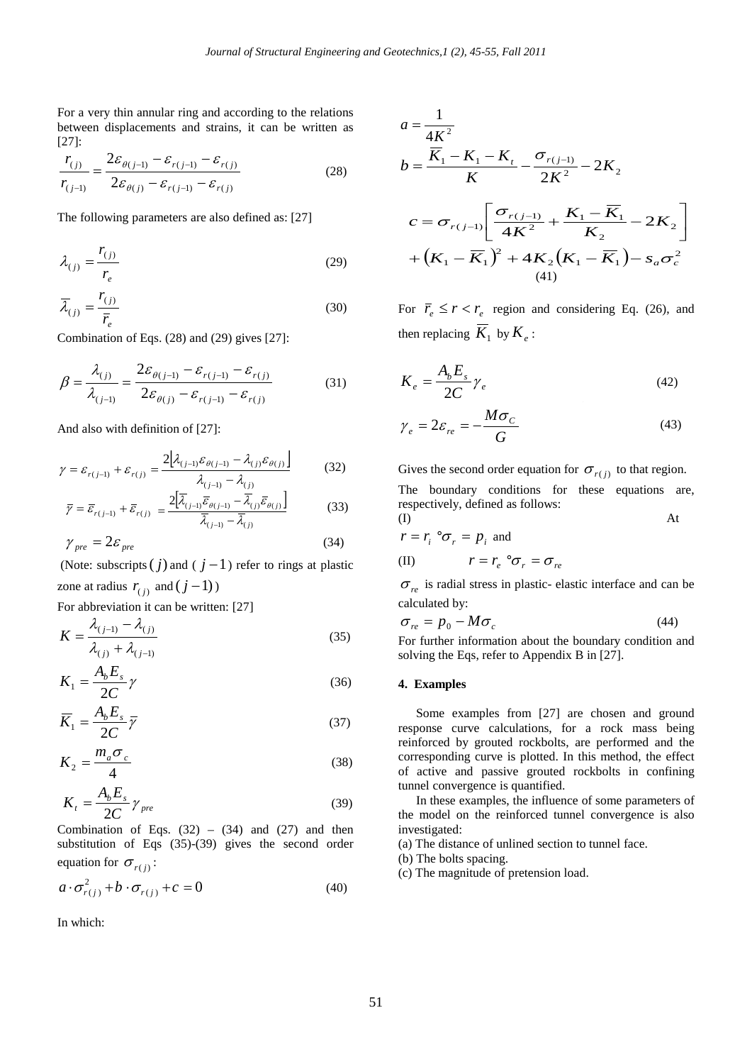For a very thin annular ring and according to the relations between displacements and strains, it can be written as [27]:

$$\frac{r_{(j)}}{r_{(j-1)}} = \frac{2\varepsilon_{\theta(j-1)} - \varepsilon_{r(j-1)} - \varepsilon_{r(j)}}{2\varepsilon_{\theta(j)} - \varepsilon_{r(j-1)} - \varepsilon_{r(j)}} \tag{28}$$

The following parameters are also defined as: [27]

$$\lambda_{(j)} = \frac{r_{(j)}}{r_e} \tag{29}$$

$$\overline{\lambda}_{(j)} = \frac{r_{(j)}}{\overline{r}_e} \tag{30}$$

Combination of Eqs. (28) and (29) gives [27]:

$$\beta = \frac{\lambda_{(j)}}{\lambda_{(j-1)}} = \frac{2\varepsilon_{\theta(j-1)} - \varepsilon_{r(j-1)} - \varepsilon_{r(j)}}{2\varepsilon_{\theta(j)} - \varepsilon_{r(j-1)} - \varepsilon_{r(j)}} \tag{31}$$

And also with definition of [27]:

$$\gamma = \varepsilon_{r(j-1)} + \varepsilon_{r(j)} = \frac{2\left[\lambda_{(j-1)}\varepsilon_{\theta(j-1)} - \lambda_{(j)}\varepsilon_{\theta(j)}\right]}{\lambda_{(j-1)} - \lambda_{(j)}} \tag{32}$$

$$\overline{\gamma} = \overline{\varepsilon}_{r(j-1)} + \overline{\varepsilon}_{r(j)} = \frac{2\left[\overline{\lambda}_{(j-1)}\overline{\varepsilon}_{\theta(j-1)} - \overline{\lambda}_{(j)}\overline{\varepsilon}_{\theta(j)}\right]}{\overline{\lambda}_{(j-1)} - \overline{\lambda}_{(j)}} \tag{33}$$

$$\gamma_{pre} = 2\varepsilon_{pre} \tag{34}$$

(Note: subscripts $(j)$ and $(j-1)$ refer to rings at plastic zone at radius $r_{(j)}$ and $(j-1)$)

For abbreviation it can be written: [27]

$$K = \frac{\lambda_{(j-1)} - \lambda_{(j)}}{\lambda_{(j)} + \lambda_{(j-1)}} \tag{35}$$

$$K_1 = \frac{A_b E_s}{2C}\gamma \tag{36}$$

$$\overline{K}_1 = \frac{A_b E_s}{2C}\overline{\gamma} \tag{37}$$

$$K_2 = \frac{m_a \sigma_c}{4} \tag{38}$$

$$K_t = \frac{A_b E_s}{2C}\gamma_{pre} \tag{39}$$

Combination of Eqs. (32) – (34) and (27) and then substitution of Eqs (35)-(39) gives the second order equation for $\sigma_{r(j)}$:

$$a \cdot \sigma_{r(j)}^2 + b \cdot \sigma_{r(j)} + c = 0 \tag{40}$$

In which:

$$a = \frac{1}{4K^2}$$

$$b = \frac{\overline{K}_1 - K_1 - K_t}{K} - \frac{\sigma_{r(j-1)}}{2K^2} - 2K_2$$

$$c = \sigma_{r(j-1)}\left[\frac{\sigma_{r(j-1)}}{4K^2} + \frac{K_1 - \overline{K}_1}{K_2} - 2K_2\right] + \left(K_1 - \overline{K}_1\right)^2 + 4K_2\left(K_1 - \overline{K}_1\right) - s_a \sigma_c^2 \tag{41}$$

For $\overline{r}_e \le r < r_e$ region and considering Eq. (26), and then replacing $\overline{K}_1$ by $K_e$:

$$K_e = \frac{A_b E_s}{2C}\gamma_e \tag{42}$$

$$\gamma_e = 2\varepsilon_{re} = -\frac{M\sigma_C}{G} \tag{43}$$

Gives the second order equation for $\sigma_{r(j)}$ to that region.

The boundary conditions for these equations are, respectively, defined as follows:

(I) At $r = r_i$ °$\sigma_r = p_i$ and

(II) $r = r_e$ °$\sigma_r = \sigma_{re}$

$\sigma_{re}$ is radial stress in plastic- elastic interface and can be calculated by:

$$\sigma_{re} = p_0 - M\sigma_c \tag{44}$$

For further information about the boundary condition and solving the Eqs, refer to Appendix B in [27].

## 4. Examples

Some examples from [27] are chosen and ground response curve calculations, for a rock mass being reinforced by grouted rockbolts, are performed and the corresponding curve is plotted. In this method, the effect of active and passive grouted rockbolts in confining tunnel convergence is quantified.

In these examples, the influence of some parameters of the model on the reinforced tunnel convergence is also investigated:

(a) The distance of unlined section to tunnel face.

(b) The bolts spacing.

(c) The magnitude of pretension load.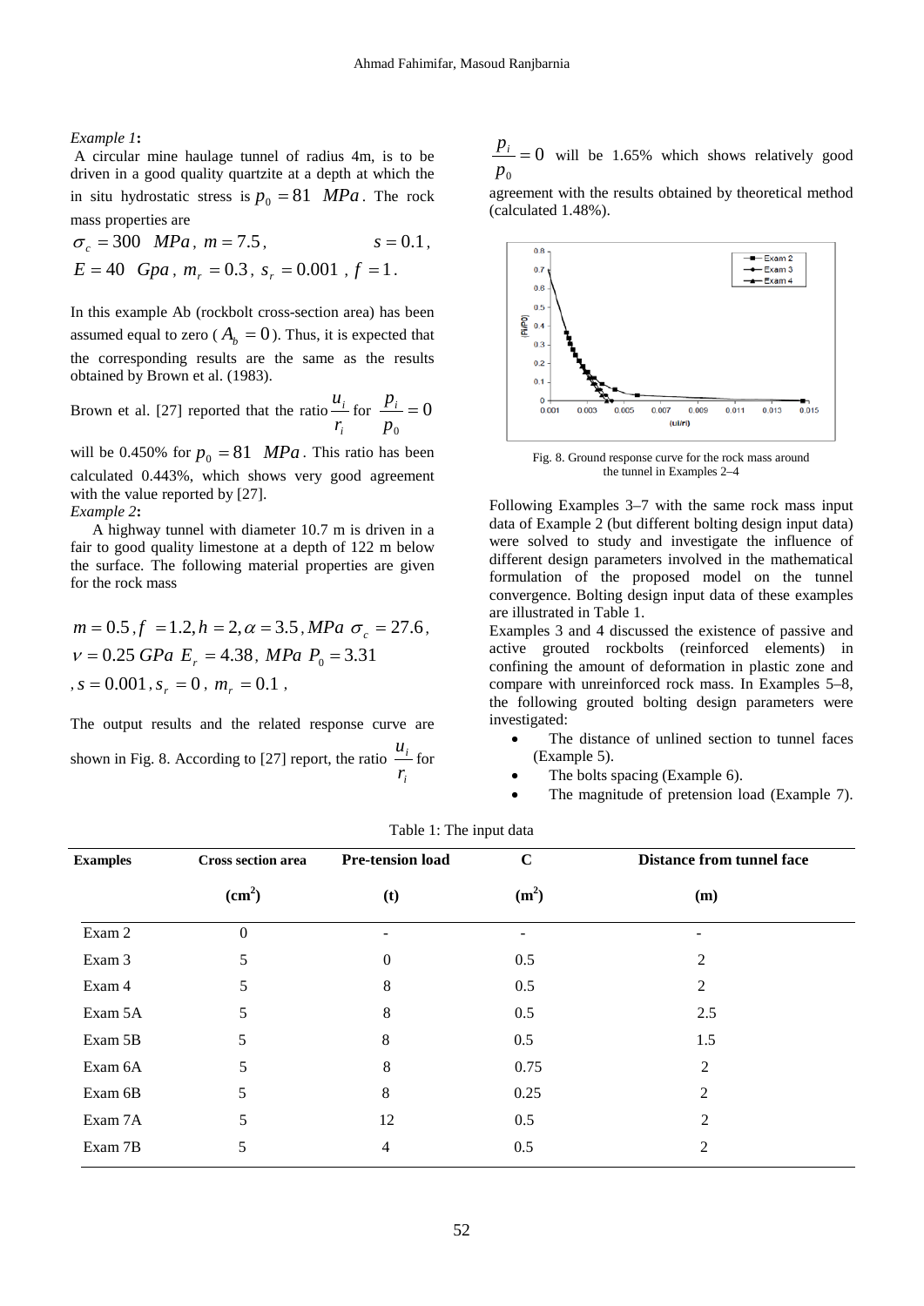*Example 1***:**

A circular mine haulage tunnel of radius 4m, is to be driven in a good quality quartzite at a depth at which the in situ hydrostatic stress is $p_0 = 81 \quad MPa$. The rock mass properties are

$\sigma_c = 300 \quad MPa$, $m = 7.5$, $s = 0.1$, $E = 40 \quad Gpa$, $m_r = 0.3$, $s_r = 0.001$, $f = 1$.

In this example Ab (rockbolt cross-section area) has been assumed equal to zero ($A_b = 0$). Thus, it is expected that the corresponding results are the same as the results obtained by Brown et al. (1983).

Brown et al. [27] reported that the ratio $\frac{u_i}{r_i}$ for $\frac{p_i}{p_0} = 0$ will be 0.450% for $p_0 = 81 \quad MPa$. This ratio has been calculated 0.443%, which shows very good agreement with the value reported by [27].

*Example 2***:**

A highway tunnel with diameter 10.7 m is driven in a fair to good quality limestone at a depth of 122 m below the surface. The following material properties are given for the rock mass

$m = 0.5$, $f = 1.2$, $h = 2$, $\alpha = 3.5$, $MPa$ $\sigma_c = 27.6$, $\nu = 0.25$ $GPa$ $E_r = 4.38$, $MPa$ $P_0 = 3.31$, $s = 0.001$, $s_r = 0$, $m_r = 0.1$,

The output results and the related response curve are shown in Fig. 8. According to [27] report, the ratio $\frac{u_i}{r_i}$ for $\frac{p_i}{p_0} = 0$ will be 1.65% which shows relatively good agreement with the results obtained by theoretical method (calculated 1.48%).

Fig. 8. Ground response curve for the rock mass around the tunnel in Examples 2–4

Following Examples 3–7 with the same rock mass input data of Example 2 (but different bolting design input data) were solved to study and investigate the influence of different design parameters involved in the mathematical formulation of the proposed model on the tunnel convergence. Bolting design input data of these examples are illustrated in Table 1.

Examples 3 and 4 discussed the existence of passive and active grouted rockbolts (reinforced elements) in confining the amount of deformation in plastic zone and compare with unreinforced rock mass. In Examples 5–8, the following grouted bolting design parameters were investigated:

- The distance of unlined section to tunnel faces (Example 5).
- The bolts spacing (Example 6).
- The magnitude of pretension load (Example 7).

Table 1: The input data

| Examples | Cross section area ($cm^2$) | Pre-tension load (t) | C ($m^2$) | Distance from tunnel face (m) |
|---|---|---|---|---|
| Exam 2 | 0 | - | - | - |
| Exam 3 | 5 | 0 | 0.5 | 2 |
| Exam 4 | 5 | 8 | 0.5 | 2 |
| Exam 5A | 5 | 8 | 0.5 | 2.5 |
| Exam 5B | 5 | 8 | 0.5 | 1.5 |
| Exam 6A | 5 | 8 | 0.75 | 2 |
| Exam 6B | 5 | 8 | 0.25 | 2 |
| Exam 7A | 5 | 12 | 0.5 | 2 |
| Exam 7B | 5 | 4 | 0.5 | 2 |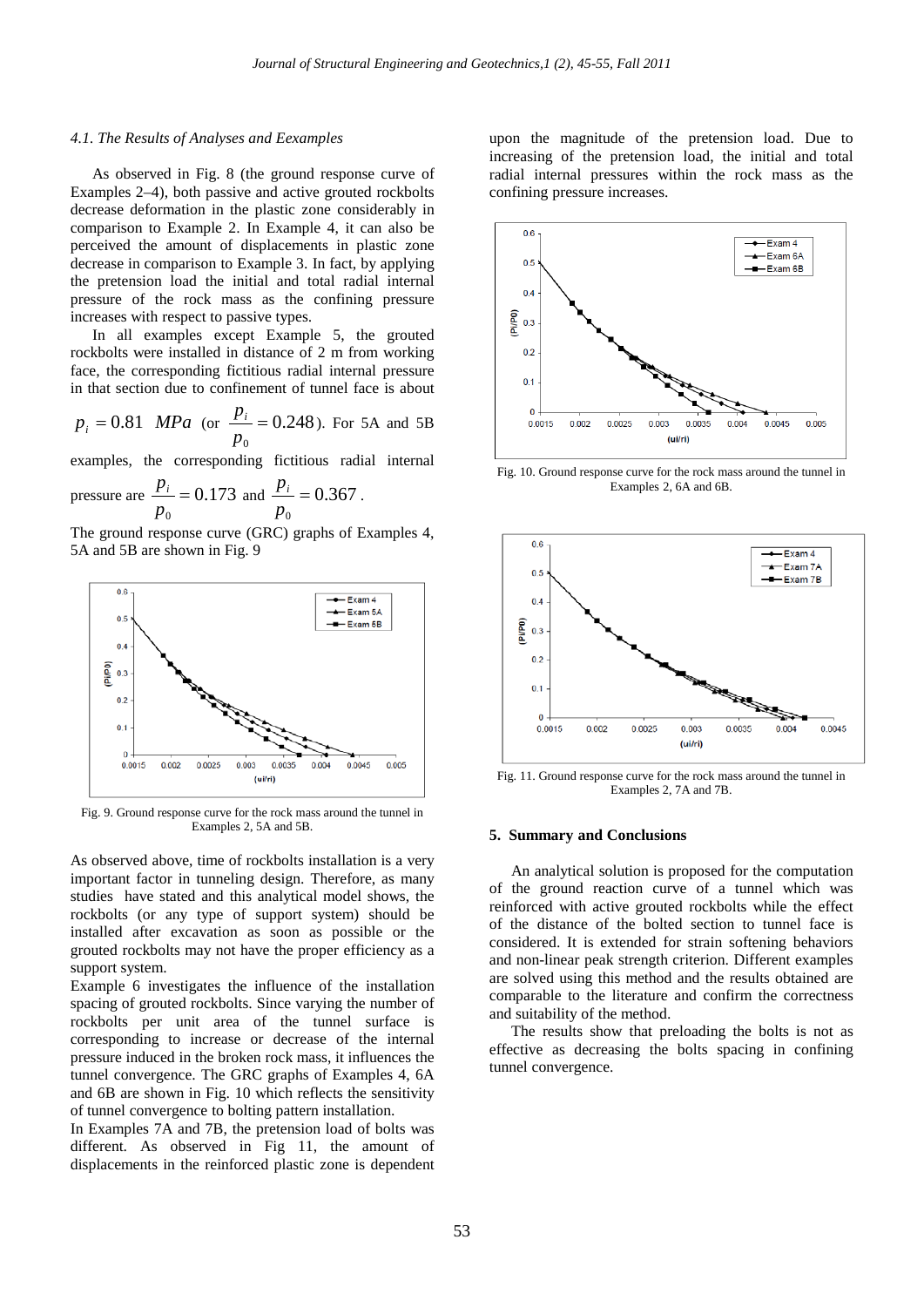### 4.1. The Results of Analyses and Eexamples

As observed in Fig. 8 (the ground response curve of Examples 2–4), both passive and active grouted rockbolts decrease deformation in the plastic zone considerably in comparison to Example 2. In Example 4, it can also be perceived the amount of displacements in plastic zone decrease in comparison to Example 3. In fact, by applying the pretension load the initial and total radial internal pressure of the rock mass as the confining pressure increases with respect to passive types.

In all examples except Example 5, the grouted rockbolts were installed in distance of 2 m from working face, the corresponding fictitious radial internal pressure in that section due to confinement of tunnel face is about $p_i = 0.81\ MPa$ (or $\dfrac{p_i}{p_0} = 0.248$). For 5A and 5B examples, the corresponding fictitious radial internal pressure are $\dfrac{p_i}{p_0} = 0.173$ and $\dfrac{p_i}{p_0} = 0.367$.

The ground response curve (GRC) graphs of Examples 4, 5A and 5B are shown in Fig. 9

Fig. 9. Ground response curve for the rock mass around the tunnel in Examples 2, 5A and 5B.

As observed above, time of rockbolts installation is a very important factor in tunneling design. Therefore, as many studies have stated and this analytical model shows, the rockbolts (or any type of support system) should be installed after excavation as soon as possible or the grouted rockbolts may not have the proper efficiency as a support system.

Example 6 investigates the influence of the installation spacing of grouted rockbolts. Since varying the number of rockbolts per unit area of the tunnel surface is corresponding to increase or decrease of the internal pressure induced in the broken rock mass, it influences the tunnel convergence. The GRC graphs of Examples 4, 6A and 6B are shown in Fig. 10 which reflects the sensitivity of tunnel convergence to bolting pattern installation.

In Examples 7A and 7B, the pretension load of bolts was different. As observed in Fig 11, the amount of displacements in the reinforced plastic zone is dependent upon the magnitude of the pretension load. Due to increasing of the pretension load, the initial and total radial internal pressures within the rock mass as the confining pressure increases.

Fig. 10. Ground response curve for the rock mass around the tunnel in Examples 2, 6A and 6B.

Fig. 11. Ground response curve for the rock mass around the tunnel in Examples 2, 7A and 7B.

## 5. Summary and Conclusions

An analytical solution is proposed for the computation of the ground reaction curve of a tunnel which was reinforced with active grouted rockbolts while the effect of the distance of the bolted section to tunnel face is considered. It is extended for strain softening behaviors and non-linear peak strength criterion. Different examples are solved using this method and the results obtained are comparable to the literature and confirm the correctness and suitability of the method.

The results show that preloading the bolts is not as effective as decreasing the bolts spacing in confining tunnel convergence.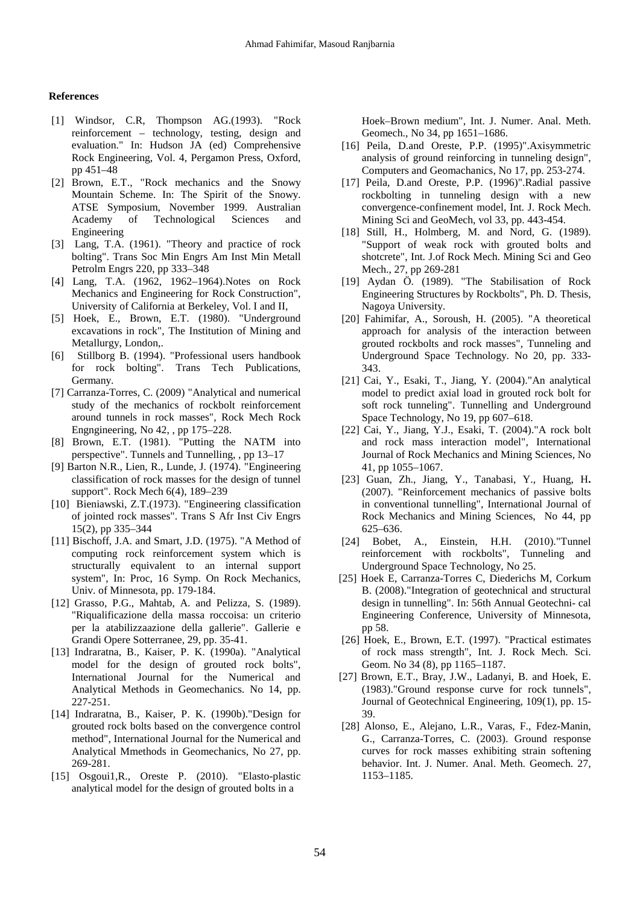**References**

[1] Windsor, C.R, Thompson AG.(1993). "Rock reinforcement – technology, testing, design and evaluation." In: Hudson JA (ed) Comprehensive Rock Engineering, Vol. 4, Pergamon Press, Oxford, pp 451–48

[2] Brown, E.T., "Rock mechanics and the Snowy Mountain Scheme. In: The Spirit of the Snowy. ATSE Symposium, November 1999. Australian Academy of Technological Sciences and Engineering

[3] Lang, T.A. (1961). "Theory and practice of rock bolting". Trans Soc Min Engrs Am Inst Min Metall Petrolm Engrs 220, pp 333–348

[4] Lang, T.A. (1962, 1962–1964).Notes on Rock Mechanics and Engineering for Rock Construction", University of California at Berkeley, Vol. I and II,

[5] Hoek, E., Brown, E.T. (1980). "Underground excavations in rock", The Institution of Mining and Metallurgy, London,.

[6] Stillborg B. (1994). "Professional users handbook for rock bolting". Trans Tech Publications, Germany.

[7] Carranza-Torres, C. (2009) "Analytical and numerical study of the mechanics of rockbolt reinforcement around tunnels in rock masses", Rock Mech Rock Engngineering, No 42, , pp 175–228.

[8] Brown, E.T. (1981). "Putting the NATM into perspective". Tunnels and Tunnelling, , pp 13–17

[9] Barton N.R., Lien, R., Lunde, J. (1974). "Engineering classification of rock masses for the design of tunnel support". Rock Mech 6(4), 189–239

[10] Bieniawski, Z.T.(1973). "Engineering classification of jointed rock masses". Trans S Afr Inst Civ Engrs 15(2), pp 335–344

[11] Bischoff, J.A. and Smart, J.D. (1975). "A Method of computing rock reinforcement system which is structurally equivalent to an internal support system", In: Proc, 16 Symp. On Rock Mechanics, Univ. of Minnesota, pp. 179-184.

[12] Grasso, P.G., Mahtab, A. and Pelizza, S. (1989). "Riqualificazione della massa roccoisa: un criterio per la atabilizzaazione della gallerie". Gallerie e Grandi Opere Sotterranee, 29, pp. 35-41.

[13] Indraratna, B., Kaiser, P. K. (1990a). "Analytical model for the design of grouted rock bolts", International Journal for the Numerical and Analytical Methods in Geomechanics. No 14, pp. 227-251.

[14] Indraratna, B., Kaiser, P. K. (1990b)."Design for grouted rock bolts based on the convergence control method", International Journal for the Numerical and Analytical Mmethods in Geomechanics, No 27, pp. 269-281.

[15] Osgoui1,R., Oreste P. (2010). "Elasto-plastic analytical model for the design of grouted bolts in a Hoek–Brown medium", Int. J. Numer. Anal. Meth. Geomech., No 34, pp 1651–1686.

[16] Peila, D.and Oreste, P.P. (1995)".Axisymmetric analysis of ground reinforcing in tunneling design", Computers and Geomachanics, No 17, pp. 253-274.

[17] Peila, D.and Oreste, P.P. (1996)".Radial passive rockbolting in tunneling design with a new convergence-confinement model, Int. J. Rock Mech. Mining Sci and GeoMech, vol 33, pp. 443-454.

[18] Still, H., Holmberg, M. and Nord, G. (1989). "Support of weak rock with grouted bolts and shotcrete", Int. J.of Rock Mech. Mining Sci and Geo Mech., 27, pp 269-281

[19] Aydan Ö. (1989). "The Stabilisation of Rock Engineering Structures by Rockbolts", Ph. D. Thesis, Nagoya University.

[20] Fahimifar, A., Soroush, H. (2005). "A theoretical approach for analysis of the interaction between grouted rockbolts and rock masses", Tunneling and Underground Space Technology. No 20, pp. 333-343.

[21] Cai, Y., Esaki, T., Jiang, Y. (2004)."An analytical model to predict axial load in grouted rock bolt for soft rock tunneling". Tunnelling and Underground Space Technology, No 19, pp 607–618.

[22] Cai, Y., Jiang, Y.J., Esaki, T. (2004)."A rock bolt and rock mass interaction model", International Journal of Rock Mechanics and Mining Sciences, No 41, pp 1055–1067.

[23] Guan, Zh., Jiang, Y., Tanabasi, Y., Huang, H**.** (2007). "Reinforcement mechanics of passive bolts in conventional tunnelling", International Journal of Rock Mechanics and Mining Sciences, No 44, pp 625–636.

[24] Bobet, A., Einstein, H.H. (2010)."Tunnel reinforcement with rockbolts", Tunneling and Underground Space Technology, No 25.

[25] Hoek E, Carranza-Torres C, Diederichs M, Corkum B. (2008)."Integration of geotechnical and structural design in tunnelling". In: 56th Annual Geotechni- cal Engineering Conference, University of Minnesota, pp 58.

[26] Hoek, E., Brown, E.T. (1997). "Practical estimates of rock mass strength", Int. J. Rock Mech. Sci. Geom. No 34 (8), pp 1165–1187.

[27] Brown, E.T., Bray, J.W., Ladanyi, B. and Hoek, E. (1983)."Ground response curve for rock tunnels", Journal of Geotechnical Engineering, 109(1), pp. 15-39.

[28] Alonso, E., Alejano, L.R., Varas, F., Fdez-Manin, G., Carranza-Torres, C. (2003). Ground response curves for rock masses exhibiting strain softening behavior. Int. J. Numer. Anal. Meth. Geomech. 27, 1153–1185.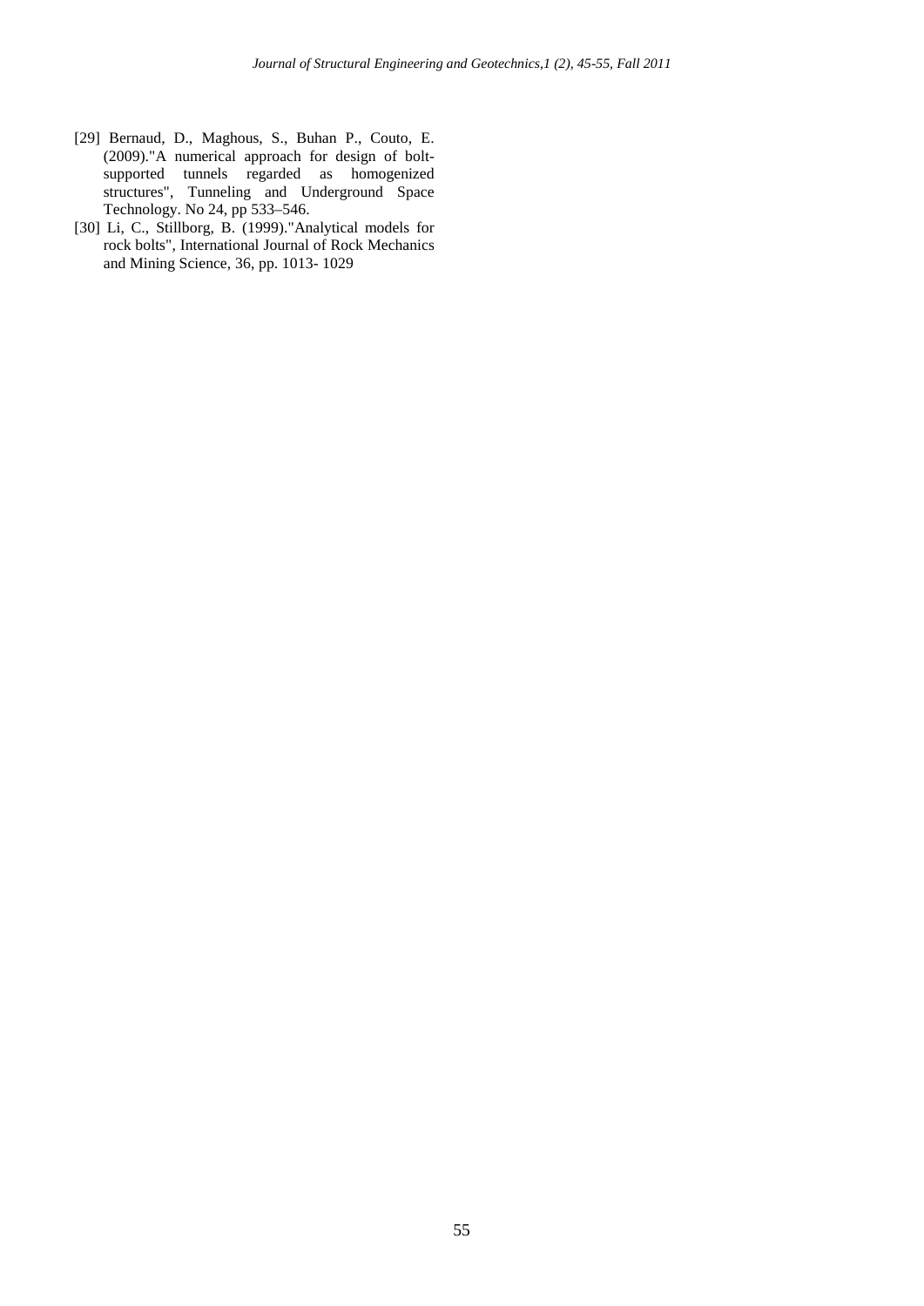[29] Bernaud, D., Maghous, S., Buhan P., Couto, E. (2009)."A numerical approach for design of bolt-supported tunnels regarded as homogenized structures", Tunneling and Underground Space Technology. No 24, pp 533–546.

[30] Li, C., Stillborg, B. (1999)."Analytical models for rock bolts", International Journal of Rock Mechanics and Mining Science, 36, pp. 1013- 1029